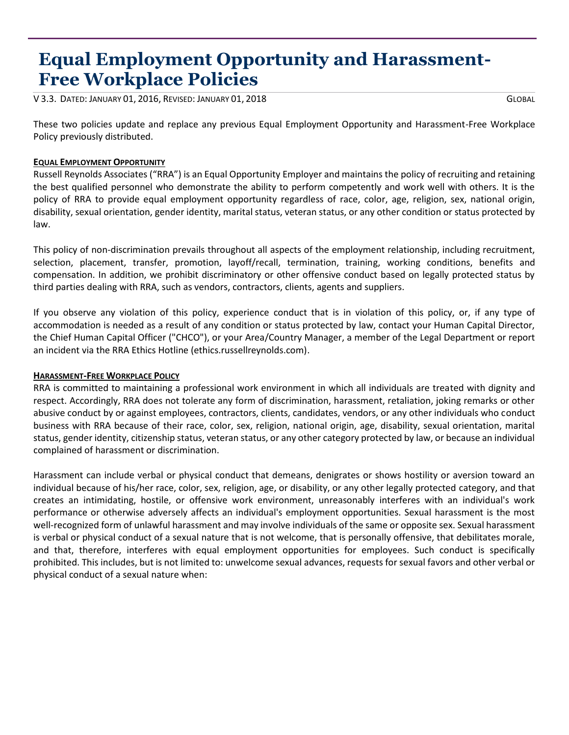# Equal Employment Opportunity and Harassment-Free Workplace Policies

V 3.3. DATED: JANUARY 01, 2016, REVISED: JANUARY 01, 2018 GLOBAL

These two policies update and replace any previous Equal Employment Opportunity and Harassment-Free Workplace Policy previously distributed.

**EQUAL EMPLOYMENT OPPORTUNITY**

Russell Reynolds Associates ("RRA") is an Equal Opportunity Employer and maintains the policy of recruiting and retaining the best qualified personnel who demonstrate the ability to perform competently and work well with others. It is the policy of RRA to provide equal employment opportunity regardless of race, color, age, religion, sex, national origin, disability, sexual orientation, gender identity, marital status, veteran status, or any other condition or status protected by law.

This policy of non-discrimination prevails throughout all aspects of the employment relationship, including recruitment, selection, placement, transfer, promotion, layoff/recall, termination, training, working conditions, benefits and compensation. In addition, we prohibit discriminatory or other offensive conduct based on legally protected status by third parties dealing with RRA, such as vendors, contractors, clients, agents and suppliers.

If you observe any violation of this policy, experience conduct that is in violation of this policy, or, if any type of accommodation is needed as a result of any condition or status protected by law, contact your Human Capital Director, the Chief Human Capital Officer ("CHCO"), or your Area/Country Manager, a member of the Legal Department or report an incident via the RRA Ethics Hotline (ethics.russellreynolds.com).

**HARASSMENT-FREE WORKPLACE POLICY**

RRA is committed to maintaining a professional work environment in which all individuals are treated with dignity and respect. Accordingly, RRA does not tolerate any form of discrimination, harassment, retaliation, joking remarks or other abusive conduct by or against employees, contractors, clients, candidates, vendors, or any other individuals who conduct business with RRA because of their race, color, sex, religion, national origin, age, disability, sexual orientation, marital status, gender identity, citizenship status, veteran status, or any other category protected by law, or because an individual complained of harassment or discrimination.

Harassment can include verbal or physical conduct that demeans, denigrates or shows hostility or aversion toward an individual because of his/her race, color, sex, religion, age, or disability, or any other legally protected category, and that creates an intimidating, hostile, or offensive work environment, unreasonably interferes with an individual's work performance or otherwise adversely affects an individual's employment opportunities. Sexual harassment is the most well-recognized form of unlawful harassment and may involve individuals of the same or opposite sex. Sexual harassment is verbal or physical conduct of a sexual nature that is not welcome, that is personally offensive, that debilitates morale, and that, therefore, interferes with equal employment opportunities for employees. Such conduct is specifically prohibited. This includes, but is not limited to: unwelcome sexual advances, requests for sexual favors and other verbal or physical conduct of a sexual nature when: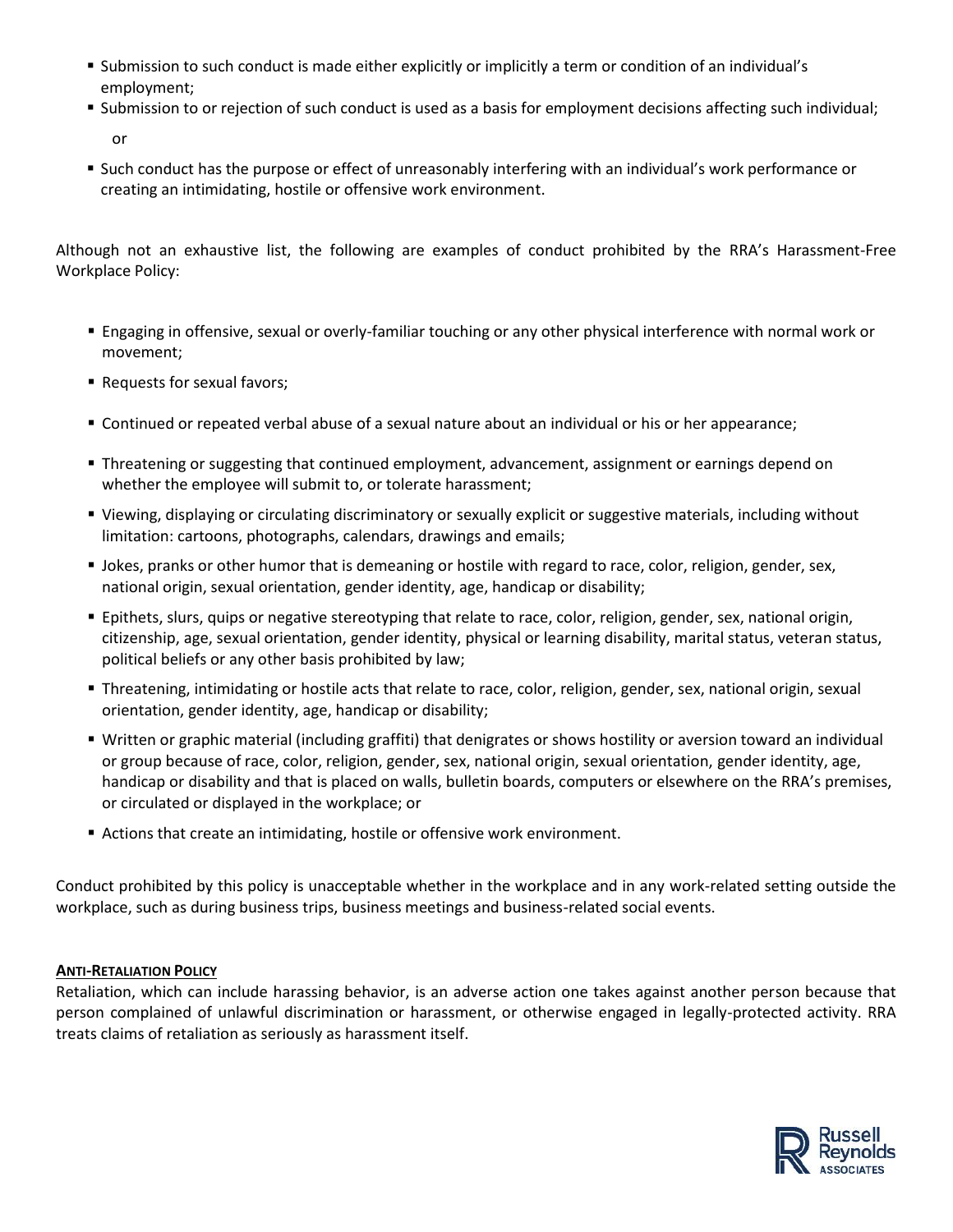- Submission to such conduct is made either explicitly or implicitly a term or condition of an individual's employment;
- Submission to or rejection of such conduct is used as a basis for employment decisions affecting such individual;

  or

- Such conduct has the purpose or effect of unreasonably interfering with an individual's work performance or creating an intimidating, hostile or offensive work environment.

Although not an exhaustive list, the following are examples of conduct prohibited by the RRA's Harassment-Free Workplace Policy:

- Engaging in offensive, sexual or overly-familiar touching or any other physical interference with normal work or movement;
- Requests for sexual favors;
- Continued or repeated verbal abuse of a sexual nature about an individual or his or her appearance;
- Threatening or suggesting that continued employment, advancement, assignment or earnings depend on whether the employee will submit to, or tolerate harassment;
- Viewing, displaying or circulating discriminatory or sexually explicit or suggestive materials, including without limitation: cartoons, photographs, calendars, drawings and emails;
- Jokes, pranks or other humor that is demeaning or hostile with regard to race, color, religion, gender, sex, national origin, sexual orientation, gender identity, age, handicap or disability;
- Epithets, slurs, quips or negative stereotyping that relate to race, color, religion, gender, sex, national origin, citizenship, age, sexual orientation, gender identity, physical or learning disability, marital status, veteran status, political beliefs or any other basis prohibited by law;
- Threatening, intimidating or hostile acts that relate to race, color, religion, gender, sex, national origin, sexual orientation, gender identity, age, handicap or disability;
- Written or graphic material (including graffiti) that denigrates or shows hostility or aversion toward an individual or group because of race, color, religion, gender, sex, national origin, sexual orientation, gender identity, age, handicap or disability and that is placed on walls, bulletin boards, computers or elsewhere on the RRA's premises, or circulated or displayed in the workplace; or
- Actions that create an intimidating, hostile or offensive work environment.

Conduct prohibited by this policy is unacceptable whether in the workplace and in any work-related setting outside the workplace, such as during business trips, business meetings and business-related social events.

**ANTI-RETALIATION POLICY**

Retaliation, which can include harassing behavior, is an adverse action one takes against another person because that person complained of unlawful discrimination or harassment, or otherwise engaged in legally-protected activity. RRA treats claims of retaliation as seriously as harassment itself.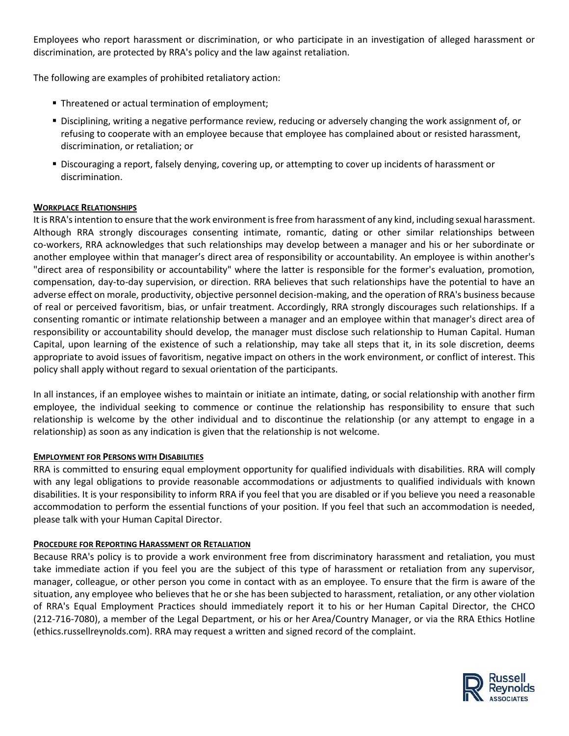Employees who report harassment or discrimination, or who participate in an investigation of alleged harassment or discrimination, are protected by RRA's policy and the law against retaliation.

The following are examples of prohibited retaliatory action:

- Threatened or actual termination of employment;
- Disciplining, writing a negative performance review, reducing or adversely changing the work assignment of, or refusing to cooperate with an employee because that employee has complained about or resisted harassment, discrimination, or retaliation; or
- Discouraging a report, falsely denying, covering up, or attempting to cover up incidents of harassment or discrimination.

**WORKPLACE RELATIONSHIPS**

It is RRA's intention to ensure that the work environment is free from harassment of any kind, including sexual harassment. Although RRA strongly discourages consenting intimate, romantic, dating or other similar relationships between co-workers, RRA acknowledges that such relationships may develop between a manager and his or her subordinate or another employee within that manager's direct area of responsibility or accountability. An employee is within another's "direct area of responsibility or accountability" where the latter is responsible for the former's evaluation, promotion, compensation, day-to-day supervision, or direction. RRA believes that such relationships have the potential to have an adverse effect on morale, productivity, objective personnel decision-making, and the operation of RRA's business because of real or perceived favoritism, bias, or unfair treatment. Accordingly, RRA strongly discourages such relationships. If a consenting romantic or intimate relationship between a manager and an employee within that manager's direct area of responsibility or accountability should develop, the manager must disclose such relationship to Human Capital. Human Capital, upon learning of the existence of such a relationship, may take all steps that it, in its sole discretion, deems appropriate to avoid issues of favoritism, negative impact on others in the work environment, or conflict of interest. This policy shall apply without regard to sexual orientation of the participants.

In all instances, if an employee wishes to maintain or initiate an intimate, dating, or social relationship with another firm employee, the individual seeking to commence or continue the relationship has responsibility to ensure that such relationship is welcome by the other individual and to discontinue the relationship (or any attempt to engage in a relationship) as soon as any indication is given that the relationship is not welcome.

**EMPLOYMENT FOR PERSONS WITH DISABILITIES**

RRA is committed to ensuring equal employment opportunity for qualified individuals with disabilities. RRA will comply with any legal obligations to provide reasonable accommodations or adjustments to qualified individuals with known disabilities. It is your responsibility to inform RRA if you feel that you are disabled or if you believe you need a reasonable accommodation to perform the essential functions of your position. If you feel that such an accommodation is needed, please talk with your Human Capital Director.

**PROCEDURE FOR REPORTING HARASSMENT OR RETALIATION**

Because RRA's policy is to provide a work environment free from discriminatory harassment and retaliation, you must take immediate action if you feel you are the subject of this type of harassment or retaliation from any supervisor, manager, colleague, or other person you come in contact with as an employee. To ensure that the firm is aware of the situation, any employee who believes that he or she has been subjected to harassment, retaliation, or any other violation of RRA's Equal Employment Practices should immediately report it to his or her Human Capital Director, the CHCO (212-716-7080), a member of the Legal Department, or his or her Area/Country Manager, or via the RRA Ethics Hotline (ethics.russellreynolds.com). RRA may request a written and signed record of the complaint.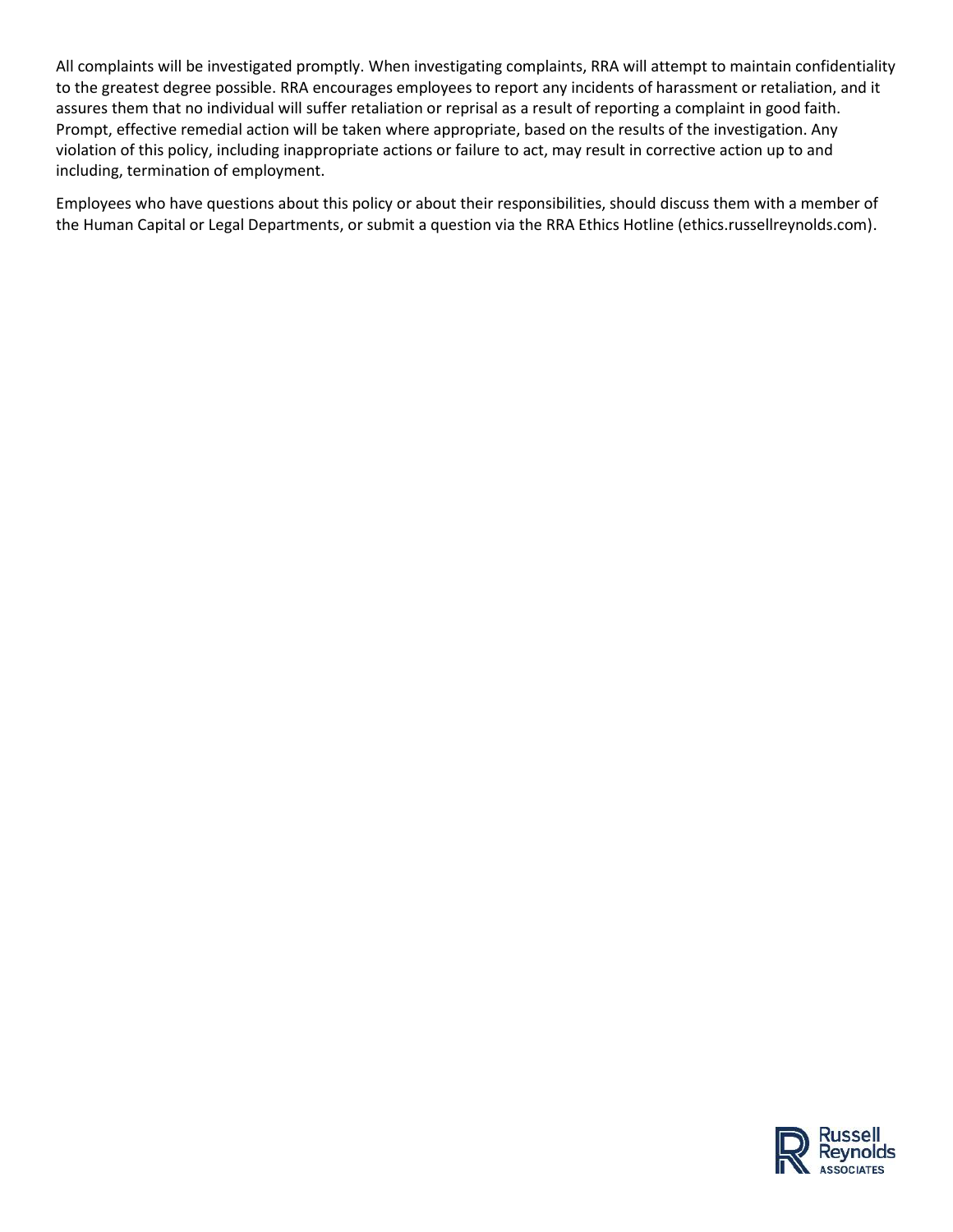All complaints will be investigated promptly. When investigating complaints, RRA will attempt to maintain confidentiality to the greatest degree possible. RRA encourages employees to report any incidents of harassment or retaliation, and it assures them that no individual will suffer retaliation or reprisal as a result of reporting a complaint in good faith. Prompt, effective remedial action will be taken where appropriate, based on the results of the investigation. Any violation of this policy, including inappropriate actions or failure to act, may result in corrective action up to and including, termination of employment.

Employees who have questions about this policy or about their responsibilities, should discuss them with a member of the Human Capital or Legal Departments, or submit a question via the RRA Ethics Hotline (ethics.russellreynolds.com).